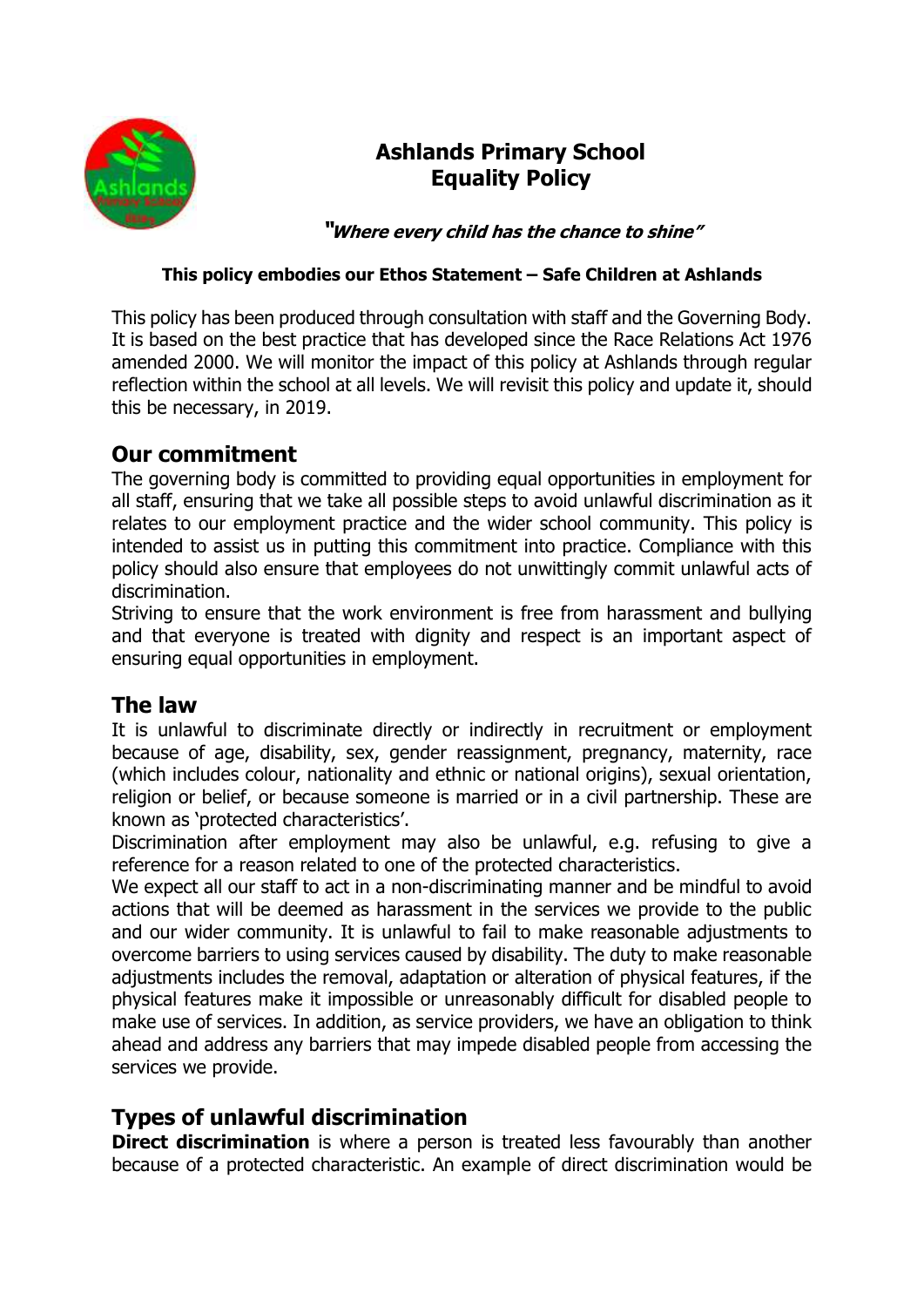# Ashlands Primary School Equality Policy

***"Where every child has the chance to shine"***

**This policy embodies our Ethos Statement – Safe Children at Ashlands**

This policy has been produced through consultation with staff and the Governing Body. It is based on the best practice that has developed since the Race Relations Act 1976 amended 2000. We will monitor the impact of this policy at Ashlands through regular reflection within the school at all levels. We will revisit this policy and update it, should this be necessary, in 2019.

## Our commitment

The governing body is committed to providing equal opportunities in employment for all staff, ensuring that we take all possible steps to avoid unlawful discrimination as it relates to our employment practice and the wider school community. This policy is intended to assist us in putting this commitment into practice. Compliance with this policy should also ensure that employees do not unwittingly commit unlawful acts of discrimination.

Striving to ensure that the work environment is free from harassment and bullying and that everyone is treated with dignity and respect is an important aspect of ensuring equal opportunities in employment.

## The law

It is unlawful to discriminate directly or indirectly in recruitment or employment because of age, disability, sex, gender reassignment, pregnancy, maternity, race (which includes colour, nationality and ethnic or national origins), sexual orientation, religion or belief, or because someone is married or in a civil partnership. These are known as 'protected characteristics'.

Discrimination after employment may also be unlawful, e.g. refusing to give a reference for a reason related to one of the protected characteristics.

We expect all our staff to act in a non-discriminating manner and be mindful to avoid actions that will be deemed as harassment in the services we provide to the public and our wider community. It is unlawful to fail to make reasonable adjustments to overcome barriers to using services caused by disability. The duty to make reasonable adjustments includes the removal, adaptation or alteration of physical features, if the physical features make it impossible or unreasonably difficult for disabled people to make use of services. In addition, as service providers, we have an obligation to think ahead and address any barriers that may impede disabled people from accessing the services we provide.

## Types of unlawful discrimination

**Direct discrimination** is where a person is treated less favourably than another because of a protected characteristic. An example of direct discrimination would be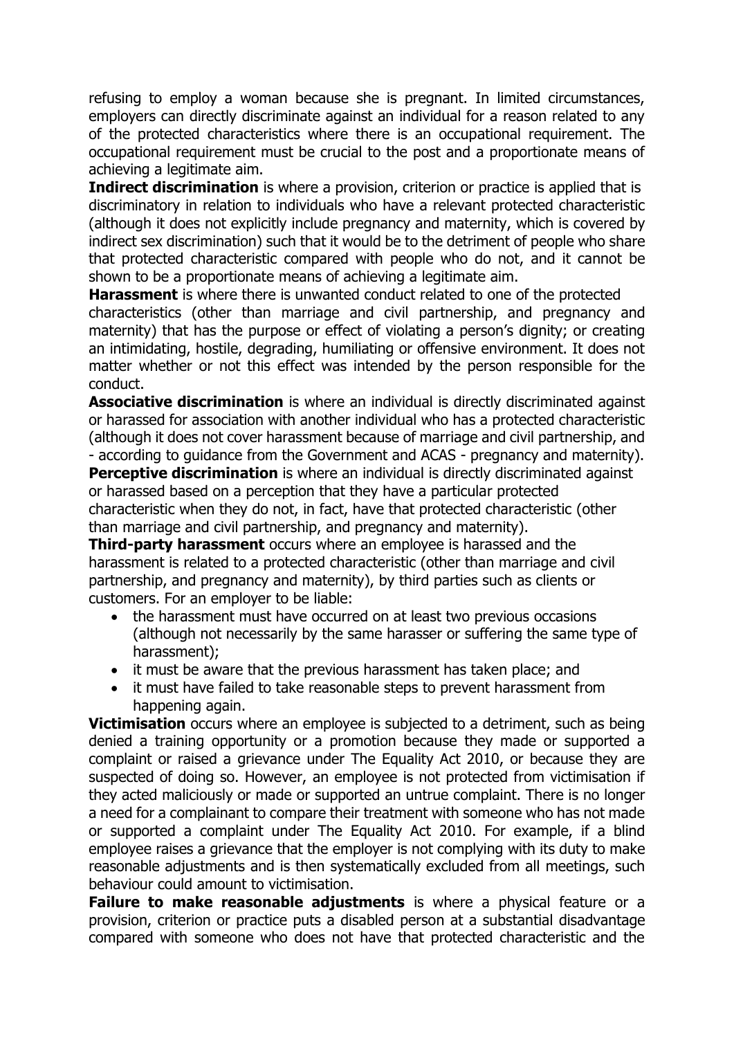refusing to employ a woman because she is pregnant. In limited circumstances, employers can directly discriminate against an individual for a reason related to any of the protected characteristics where there is an occupational requirement. The occupational requirement must be crucial to the post and a proportionate means of achieving a legitimate aim.

**Indirect discrimination** is where a provision, criterion or practice is applied that is discriminatory in relation to individuals who have a relevant protected characteristic (although it does not explicitly include pregnancy and maternity, which is covered by indirect sex discrimination) such that it would be to the detriment of people who share that protected characteristic compared with people who do not, and it cannot be shown to be a proportionate means of achieving a legitimate aim.

**Harassment** is where there is unwanted conduct related to one of the protected characteristics (other than marriage and civil partnership, and pregnancy and maternity) that has the purpose or effect of violating a person's dignity; or creating an intimidating, hostile, degrading, humiliating or offensive environment. It does not matter whether or not this effect was intended by the person responsible for the conduct.

**Associative discrimination** is where an individual is directly discriminated against or harassed for association with another individual who has a protected characteristic (although it does not cover harassment because of marriage and civil partnership, and - according to guidance from the Government and ACAS - pregnancy and maternity).

**Perceptive discrimination** is where an individual is directly discriminated against or harassed based on a perception that they have a particular protected characteristic when they do not, in fact, have that protected characteristic (other than marriage and civil partnership, and pregnancy and maternity).

**Third-party harassment** occurs where an employee is harassed and the harassment is related to a protected characteristic (other than marriage and civil partnership, and pregnancy and maternity), by third parties such as clients or customers. For an employer to be liable:

- the harassment must have occurred on at least two previous occasions (although not necessarily by the same harasser or suffering the same type of harassment);
- it must be aware that the previous harassment has taken place; and
- it must have failed to take reasonable steps to prevent harassment from happening again.

**Victimisation** occurs where an employee is subjected to a detriment, such as being denied a training opportunity or a promotion because they made or supported a complaint or raised a grievance under The Equality Act 2010, or because they are suspected of doing so. However, an employee is not protected from victimisation if they acted maliciously or made or supported an untrue complaint. There is no longer a need for a complainant to compare their treatment with someone who has not made or supported a complaint under The Equality Act 2010. For example, if a blind employee raises a grievance that the employer is not complying with its duty to make reasonable adjustments and is then systematically excluded from all meetings, such behaviour could amount to victimisation.

**Failure to make reasonable adjustments** is where a physical feature or a provision, criterion or practice puts a disabled person at a substantial disadvantage compared with someone who does not have that protected characteristic and the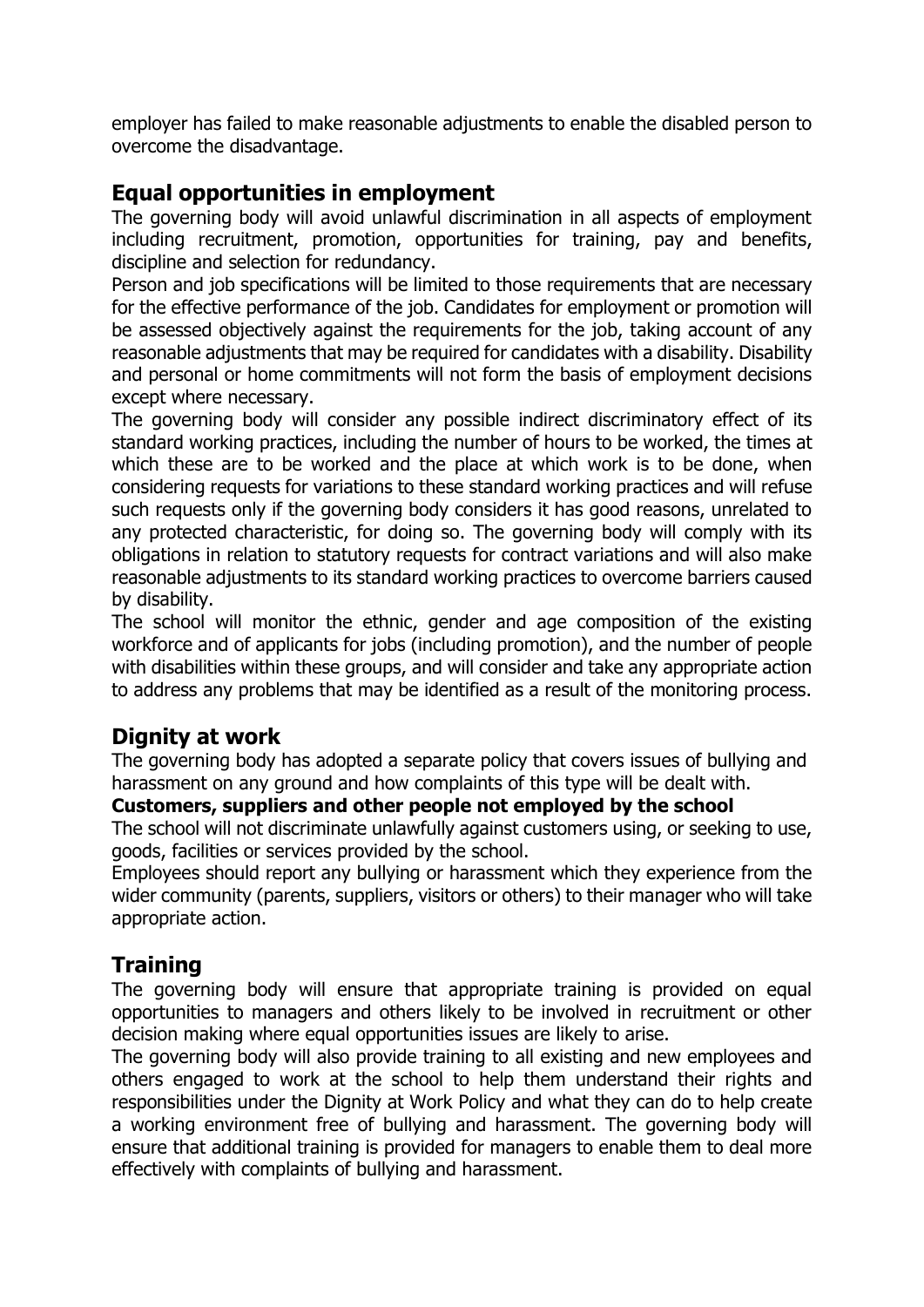employer has failed to make reasonable adjustments to enable the disabled person to overcome the disadvantage.

## Equal opportunities in employment

The governing body will avoid unlawful discrimination in all aspects of employment including recruitment, promotion, opportunities for training, pay and benefits, discipline and selection for redundancy.

Person and job specifications will be limited to those requirements that are necessary for the effective performance of the job. Candidates for employment or promotion will be assessed objectively against the requirements for the job, taking account of any reasonable adjustments that may be required for candidates with a disability. Disability and personal or home commitments will not form the basis of employment decisions except where necessary.

The governing body will consider any possible indirect discriminatory effect of its standard working practices, including the number of hours to be worked, the times at which these are to be worked and the place at which work is to be done, when considering requests for variations to these standard working practices and will refuse such requests only if the governing body considers it has good reasons, unrelated to any protected characteristic, for doing so. The governing body will comply with its obligations in relation to statutory requests for contract variations and will also make reasonable adjustments to its standard working practices to overcome barriers caused by disability.

The school will monitor the ethnic, gender and age composition of the existing workforce and of applicants for jobs (including promotion), and the number of people with disabilities within these groups, and will consider and take any appropriate action to address any problems that may be identified as a result of the monitoring process.

## Dignity at work

The governing body has adopted a separate policy that covers issues of bullying and harassment on any ground and how complaints of this type will be dealt with.

**Customers, suppliers and other people not employed by the school**

The school will not discriminate unlawfully against customers using, or seeking to use, goods, facilities or services provided by the school.

Employees should report any bullying or harassment which they experience from the wider community (parents, suppliers, visitors or others) to their manager who will take appropriate action.

## Training

The governing body will ensure that appropriate training is provided on equal opportunities to managers and others likely to be involved in recruitment or other decision making where equal opportunities issues are likely to arise.

The governing body will also provide training to all existing and new employees and others engaged to work at the school to help them understand their rights and responsibilities under the Dignity at Work Policy and what they can do to help create a working environment free of bullying and harassment. The governing body will ensure that additional training is provided for managers to enable them to deal more effectively with complaints of bullying and harassment.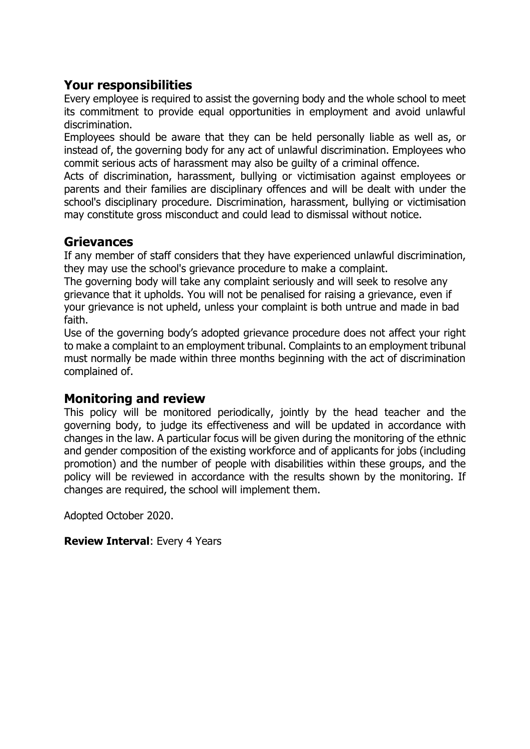## Your responsibilities

Every employee is required to assist the governing body and the whole school to meet its commitment to provide equal opportunities in employment and avoid unlawful discrimination.

Employees should be aware that they can be held personally liable as well as, or instead of, the governing body for any act of unlawful discrimination. Employees who commit serious acts of harassment may also be guilty of a criminal offence.

Acts of discrimination, harassment, bullying or victimisation against employees or parents and their families are disciplinary offences and will be dealt with under the school's disciplinary procedure. Discrimination, harassment, bullying or victimisation may constitute gross misconduct and could lead to dismissal without notice.

## Grievances

If any member of staff considers that they have experienced unlawful discrimination, they may use the school's grievance procedure to make a complaint.

The governing body will take any complaint seriously and will seek to resolve any grievance that it upholds. You will not be penalised for raising a grievance, even if your grievance is not upheld, unless your complaint is both untrue and made in bad faith.

Use of the governing body's adopted grievance procedure does not affect your right to make a complaint to an employment tribunal. Complaints to an employment tribunal must normally be made within three months beginning with the act of discrimination complained of.

## Monitoring and review

This policy will be monitored periodically, jointly by the head teacher and the governing body, to judge its effectiveness and will be updated in accordance with changes in the law. A particular focus will be given during the monitoring of the ethnic and gender composition of the existing workforce and of applicants for jobs (including promotion) and the number of people with disabilities within these groups, and the policy will be reviewed in accordance with the results shown by the monitoring. If changes are required, the school will implement them.

Adopted October 2020.

**Review Interval**: Every 4 Years